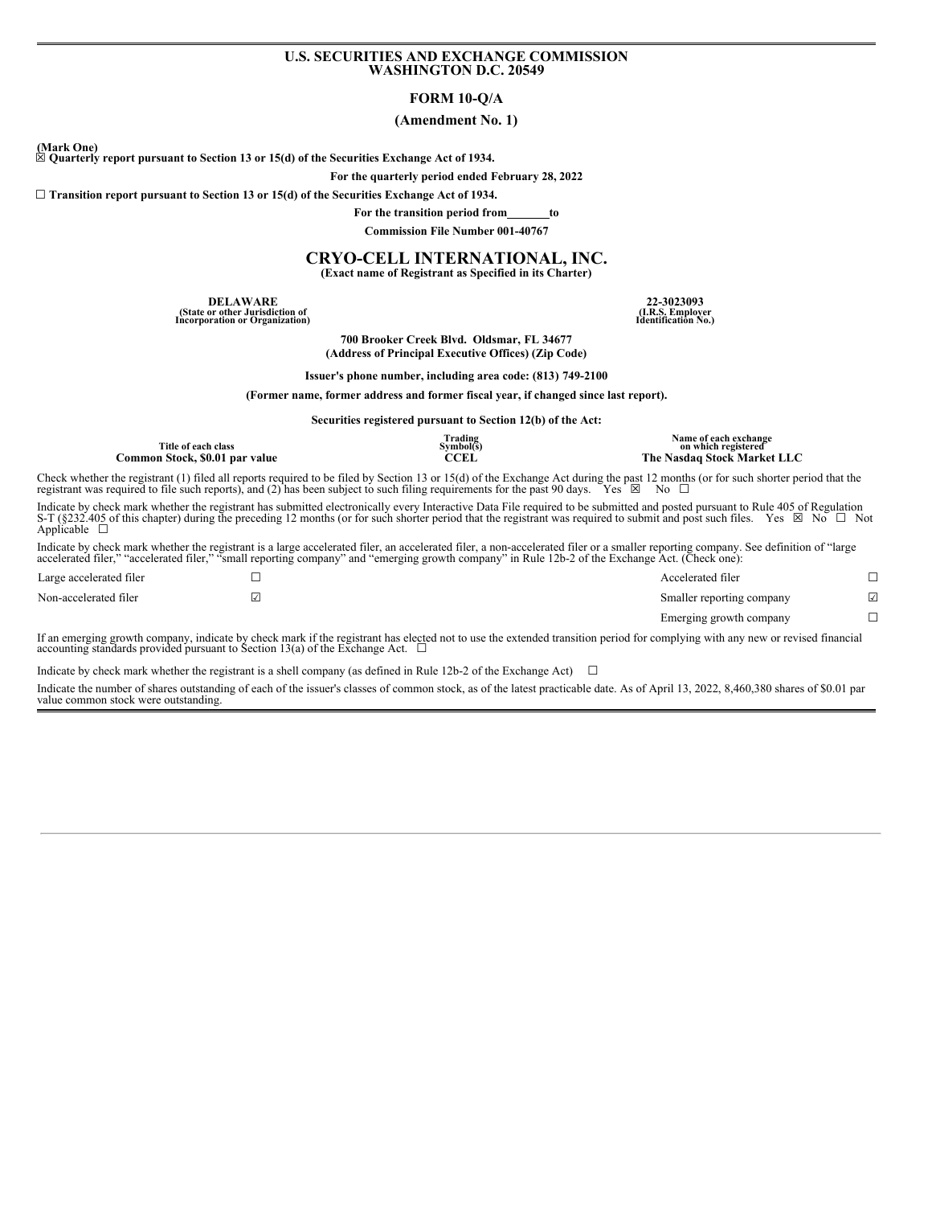**U.S. SECURITIES AND EXCHANGE COMMISSION**
**WASHINGTON D.C. 20549**

**FORM 10-Q/A**

**(Amendment No. 1)**

**(Mark One)**
☒ **Quarterly report pursuant to Section 13 or 15(d) of the Securities Exchange Act of 1934.**

**For the quarterly period ended February 28, 2022**

☐ **Transition report pursuant to Section 13 or 15(d) of the Securities Exchange Act of 1934.**

**For the transition period from\_\_\_\_\_\_\_to**

**Commission File Number 001-40767**

# CRYO-CELL INTERNATIONAL, INC.

**(Exact name of Registrant as Specified in its Charter)**

| **DELAWARE** | **22-3023093** |
|---|---|
| **(State or other Jurisdiction of Incorporation or Organization)** | **(I.R.S. Employer Identification No.)** |

**700 Brooker Creek Blvd. Oldsmar, FL 34677**
**(Address of Principal Executive Offices) (Zip Code)**

**Issuer's phone number, including area code: (813) 749-2100**

**(Former name, former address and former fiscal year, if changed since last report).**

**Securities registered pursuant to Section 12(b) of the Act:**

| Title of each class | Trading Symbol(s) | Name of each exchange on which registered |
|---|---|---|
| **Common Stock, $0.01 par value** | **CCEL** | **The Nasdaq Stock Market LLC** |

Check whether the registrant (1) filed all reports required to be filed by Section 13 or 15(d) of the Exchange Act during the past 12 months (or for such shorter period that the registrant was required to file such reports), and (2) has been subject to such filing requirements for the past 90 days. Yes ☒ No ☐

Indicate by check mark whether the registrant has submitted electronically every Interactive Data File required to be submitted and posted pursuant to Rule 405 of Regulation S-T (§232.405 of this chapter) during the preceding 12 months (or for such shorter period that the registrant was required to submit and post such files. Yes ☒ No ☐ Not Applicable ☐

Indicate by check mark whether the registrant is a large accelerated filer, an accelerated filer, a non-accelerated filer or a smaller reporting company. See definition of "large accelerated filer," "accelerated filer," "small reporting company" and "emerging growth company" in Rule 12b-2 of the Exchange Act. (Check one):

| | | | |
|---|---|---|---|
| Large accelerated filer | ☐ | Accelerated filer | ☐ |
| Non-accelerated filer | ☑ | Smaller reporting company | ☑ |
| | | Emerging growth company | ☐ |

If an emerging growth company, indicate by check mark if the registrant has elected not to use the extended transition period for complying with any new or revised financial accounting standards provided pursuant to Section 13(a) of the Exchange Act. ☐

Indicate by check mark whether the registrant is a shell company (as defined in Rule 12b-2 of the Exchange Act) ☐

Indicate the number of shares outstanding of each of the issuer's classes of common stock, as of the latest practicable date. As of April 13, 2022, 8,460,380 shares of $0.01 par value common stock were outstanding.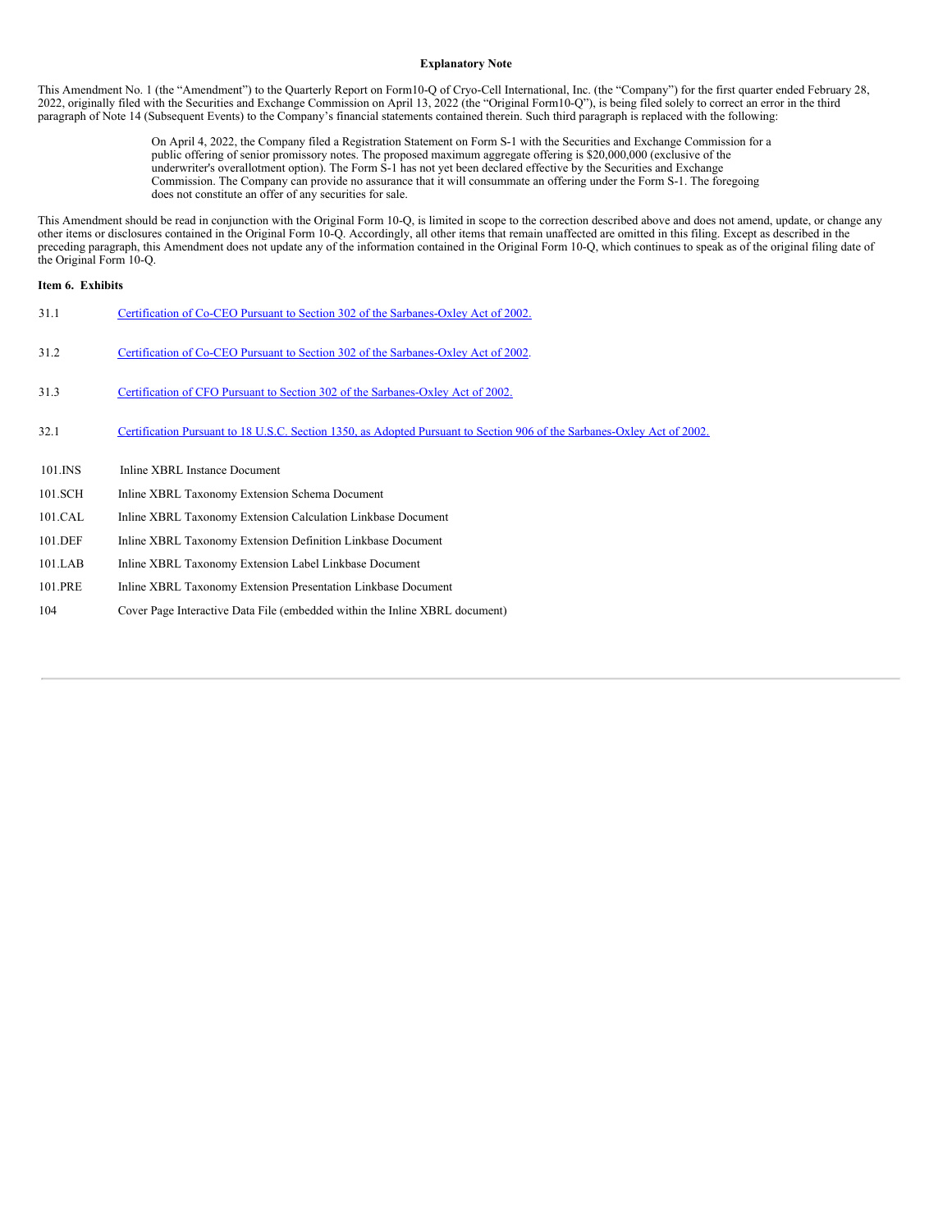**Explanatory Note**

This Amendment No. 1 (the "Amendment") to the Quarterly Report on Form10-Q of Cryo-Cell International, Inc. (the "Company") for the first quarter ended February 28, 2022, originally filed with the Securities and Exchange Commission on April 13, 2022 (the "Original Form10-Q"), is being filed solely to correct an error in the third paragraph of Note 14 (Subsequent Events) to the Company's financial statements contained therein. Such third paragraph is replaced with the following:

> On April 4, 2022, the Company filed a Registration Statement on Form S-1 with the Securities and Exchange Commission for a public offering of senior promissory notes. The proposed maximum aggregate offering is $20,000,000 (exclusive of the underwriter's overallotment option). The Form S-1 has not yet been declared effective by the Securities and Exchange Commission. The Company can provide no assurance that it will consummate an offering under the Form S-1. The foregoing does not constitute an offer of any securities for sale.

This Amendment should be read in conjunction with the Original Form 10-Q, is limited in scope to the correction described above and does not amend, update, or change any other items or disclosures contained in the Original Form 10-Q. Accordingly, all other items that remain unaffected are omitted in this filing. Except as described in the preceding paragraph, this Amendment does not update any of the information contained in the Original Form 10-Q, which continues to speak as of the original filing date of the Original Form 10-Q.

**Item 6. Exhibits**

| | |
|---|---|
| 31.1 | Certification of Co-CEO Pursuant to Section 302 of the Sarbanes-Oxley Act of 2002. |
| 31.2 | Certification of Co-CEO Pursuant to Section 302 of the Sarbanes-Oxley Act of 2002. |
| 31.3 | Certification of CFO Pursuant to Section 302 of the Sarbanes-Oxley Act of 2002. |
| 32.1 | Certification Pursuant to 18 U.S.C. Section 1350, as Adopted Pursuant to Section 906 of the Sarbanes-Oxley Act of 2002. |
| 101.INS | Inline XBRL Instance Document |
| 101.SCH | Inline XBRL Taxonomy Extension Schema Document |
| 101.CAL | Inline XBRL Taxonomy Extension Calculation Linkbase Document |
| 101.DEF | Inline XBRL Taxonomy Extension Definition Linkbase Document |
| 101.LAB | Inline XBRL Taxonomy Extension Label Linkbase Document |
| 101.PRE | Inline XBRL Taxonomy Extension Presentation Linkbase Document |
| 104 | Cover Page Interactive Data File (embedded within the Inline XBRL document) |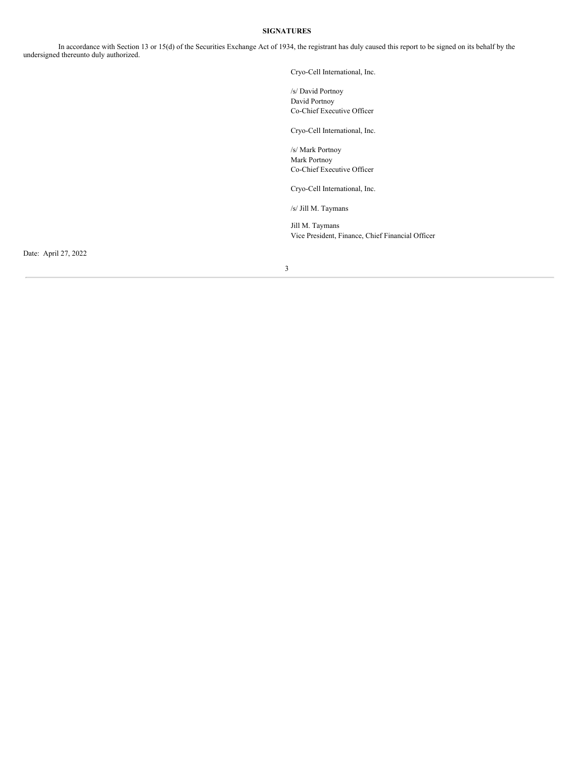**SIGNATURES**

In accordance with Section 13 or 15(d) of the Securities Exchange Act of 1934, the registrant has duly caused this report to be signed on its behalf by the undersigned thereunto duly authorized.

Cryo-Cell International, Inc.

/s/ David Portnoy
David Portnoy
Co-Chief Executive Officer

Cryo-Cell International, Inc.

/s/ Mark Portnoy
Mark Portnoy
Co-Chief Executive Officer

Cryo-Cell International, Inc.

/s/ Jill M. Taymans

Jill M. Taymans
Vice President, Finance, Chief Financial Officer

Date: April 27, 2022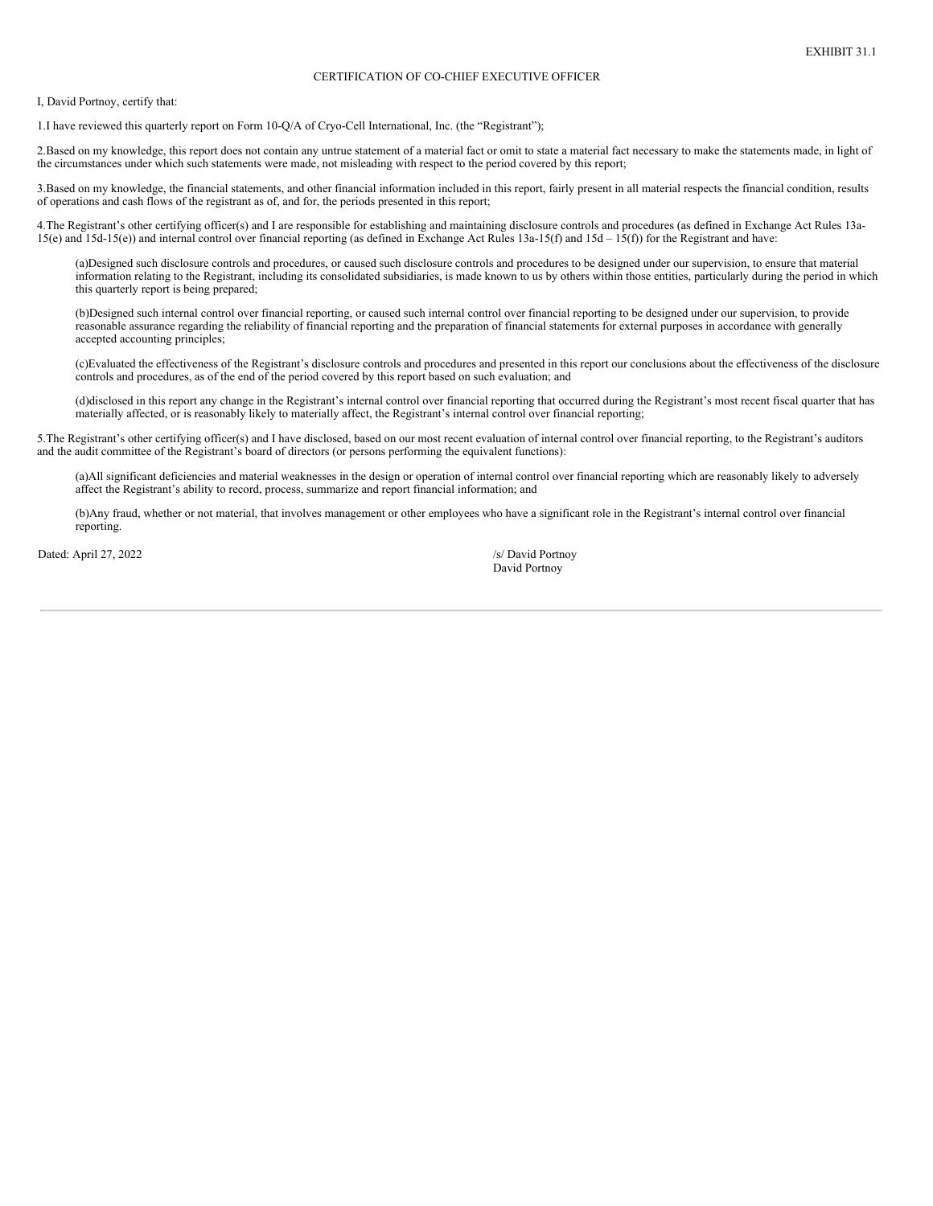EXHIBIT 31.1

CERTIFICATION OF CO-CHIEF EXECUTIVE OFFICER

I, David Portnoy, certify that:

1.I have reviewed this quarterly report on Form 10-Q/A of Cryo-Cell International, Inc. (the "Registrant");

2.Based on my knowledge, this report does not contain any untrue statement of a material fact or omit to state a material fact necessary to make the statements made, in light of the circumstances under which such statements were made, not misleading with respect to the period covered by this report;

3.Based on my knowledge, the financial statements, and other financial information included in this report, fairly present in all material respects the financial condition, results of operations and cash flows of the registrant as of, and for, the periods presented in this report;

4.The Registrant's other certifying officer(s) and I are responsible for establishing and maintaining disclosure controls and procedures (as defined in Exchange Act Rules 13a-15(e) and 15d-15(e)) and internal control over financial reporting (as defined in Exchange Act Rules 13a-15(f) and 15d – 15(f)) for the Registrant and have:

(a)Designed such disclosure controls and procedures, or caused such disclosure controls and procedures to be designed under our supervision, to ensure that material information relating to the Registrant, including its consolidated subsidiaries, is made known to us by others within those entities, particularly during the period in which this quarterly report is being prepared;

(b)Designed such internal control over financial reporting, or caused such internal control over financial reporting to be designed under our supervision, to provide reasonable assurance regarding the reliability of financial reporting and the preparation of financial statements for external purposes in accordance with generally accepted accounting principles;

(c)Evaluated the effectiveness of the Registrant's disclosure controls and procedures and presented in this report our conclusions about the effectiveness of the disclosure controls and procedures, as of the end of the period covered by this report based on such evaluation; and

(d)disclosed in this report any change in the Registrant's internal control over financial reporting that occurred during the Registrant's most recent fiscal quarter that has materially affected, or is reasonably likely to materially affect, the Registrant's internal control over financial reporting;

5.The Registrant's other certifying officer(s) and I have disclosed, based on our most recent evaluation of internal control over financial reporting, to the Registrant's auditors and the audit committee of the Registrant's board of directors (or persons performing the equivalent functions):

(a)All significant deficiencies and material weaknesses in the design or operation of internal control over financial reporting which are reasonably likely to adversely affect the Registrant's ability to record, process, summarize and report financial information; and

(b)Any fraud, whether or not material, that involves management or other employees who have a significant role in the Registrant's internal control over financial reporting.

Dated: April 27, 2022

/s/ David Portnoy
David Portnoy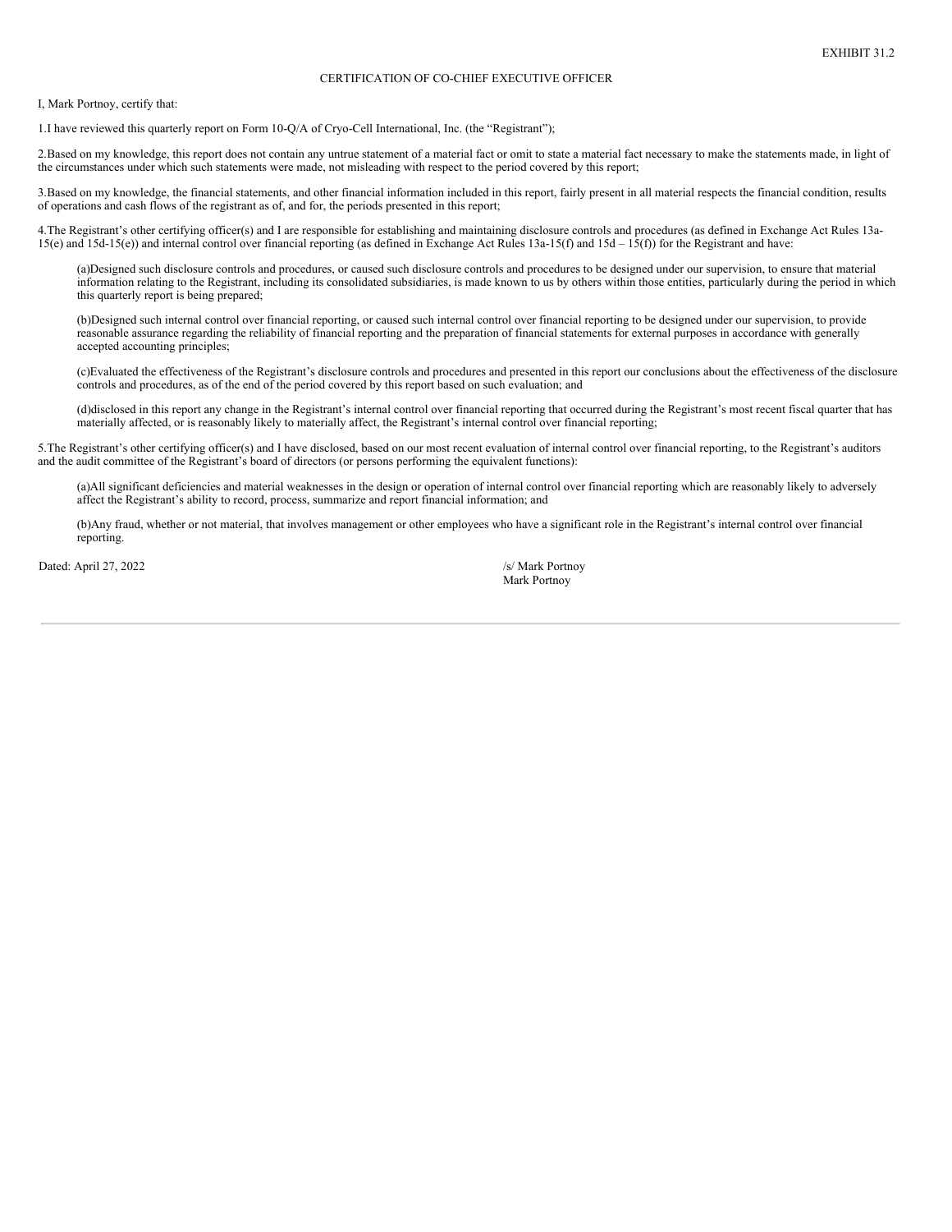EXHIBIT 31.2

# CERTIFICATION OF CO-CHIEF EXECUTIVE OFFICER

I, Mark Portnoy, certify that:

1.I have reviewed this quarterly report on Form 10-Q/A of Cryo-Cell International, Inc. (the "Registrant");

2.Based on my knowledge, this report does not contain any untrue statement of a material fact or omit to state a material fact necessary to make the statements made, in light of the circumstances under which such statements were made, not misleading with respect to the period covered by this report;

3.Based on my knowledge, the financial statements, and other financial information included in this report, fairly present in all material respects the financial condition, results of operations and cash flows of the registrant as of, and for, the periods presented in this report;

4.The Registrant's other certifying officer(s) and I are responsible for establishing and maintaining disclosure controls and procedures (as defined in Exchange Act Rules 13a-15(e) and 15d-15(e)) and internal control over financial reporting (as defined in Exchange Act Rules 13a-15(f) and 15d – 15(f)) for the Registrant and have:

(a)Designed such disclosure controls and procedures, or caused such disclosure controls and procedures to be designed under our supervision, to ensure that material information relating to the Registrant, including its consolidated subsidiaries, is made known to us by others within those entities, particularly during the period in which this quarterly report is being prepared;

(b)Designed such internal control over financial reporting, or caused such internal control over financial reporting to be designed under our supervision, to provide reasonable assurance regarding the reliability of financial reporting and the preparation of financial statements for external purposes in accordance with generally accepted accounting principles;

(c)Evaluated the effectiveness of the Registrant's disclosure controls and procedures and presented in this report our conclusions about the effectiveness of the disclosure controls and procedures, as of the end of the period covered by this report based on such evaluation; and

(d)disclosed in this report any change in the Registrant's internal control over financial reporting that occurred during the Registrant's most recent fiscal quarter that has materially affected, or is reasonably likely to materially affect, the Registrant's internal control over financial reporting;

5.The Registrant's other certifying officer(s) and I have disclosed, based on our most recent evaluation of internal control over financial reporting, to the Registrant's auditors and the audit committee of the Registrant's board of directors (or persons performing the equivalent functions):

(a)All significant deficiencies and material weaknesses in the design or operation of internal control over financial reporting which are reasonably likely to adversely affect the Registrant's ability to record, process, summarize and report financial information; and

(b)Any fraud, whether or not material, that involves management or other employees who have a significant role in the Registrant's internal control over financial reporting.

Dated: April 27, 2022

/s/ Mark Portnoy
Mark Portnoy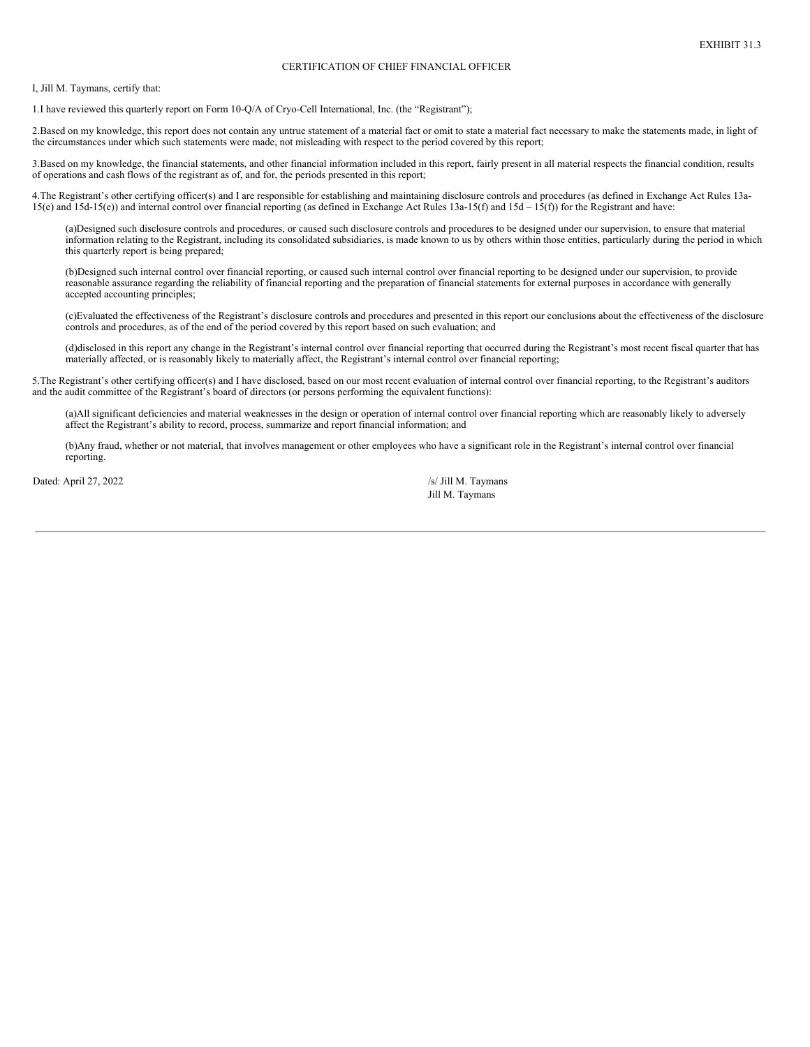EXHIBIT 31.3

# CERTIFICATION OF CHIEF FINANCIAL OFFICER

I, Jill M. Taymans, certify that:

1.I have reviewed this quarterly report on Form 10-Q/A of Cryo-Cell International, Inc. (the "Registrant");

2.Based on my knowledge, this report does not contain any untrue statement of a material fact or omit to state a material fact necessary to make the statements made, in light of the circumstances under which such statements were made, not misleading with respect to the period covered by this report;

3.Based on my knowledge, the financial statements, and other financial information included in this report, fairly present in all material respects the financial condition, results of operations and cash flows of the registrant as of, and for, the periods presented in this report;

4.The Registrant's other certifying officer(s) and I are responsible for establishing and maintaining disclosure controls and procedures (as defined in Exchange Act Rules 13a-15(e) and 15d-15(e)) and internal control over financial reporting (as defined in Exchange Act Rules 13a-15(f) and 15d – 15(f)) for the Registrant and have:

(a)Designed such disclosure controls and procedures, or caused such disclosure controls and procedures to be designed under our supervision, to ensure that material information relating to the Registrant, including its consolidated subsidiaries, is made known to us by others within those entities, particularly during the period in which this quarterly report is being prepared;

(b)Designed such internal control over financial reporting, or caused such internal control over financial reporting to be designed under our supervision, to provide reasonable assurance regarding the reliability of financial reporting and the preparation of financial statements for external purposes in accordance with generally accepted accounting principles;

(c)Evaluated the effectiveness of the Registrant's disclosure controls and procedures and presented in this report our conclusions about the effectiveness of the disclosure controls and procedures, as of the end of the period covered by this report based on such evaluation; and

(d)disclosed in this report any change in the Registrant's internal control over financial reporting that occurred during the Registrant's most recent fiscal quarter that has materially affected, or is reasonably likely to materially affect, the Registrant's internal control over financial reporting;

5.The Registrant's other certifying officer(s) and I have disclosed, based on our most recent evaluation of internal control over financial reporting, to the Registrant's auditors and the audit committee of the Registrant's board of directors (or persons performing the equivalent functions):

(a)All significant deficiencies and material weaknesses in the design or operation of internal control over financial reporting which are reasonably likely to adversely affect the Registrant's ability to record, process, summarize and report financial information; and

(b)Any fraud, whether or not material, that involves management or other employees who have a significant role in the Registrant's internal control over financial reporting.

Dated: April 27, 2022

/s/ Jill M. Taymans
Jill M. Taymans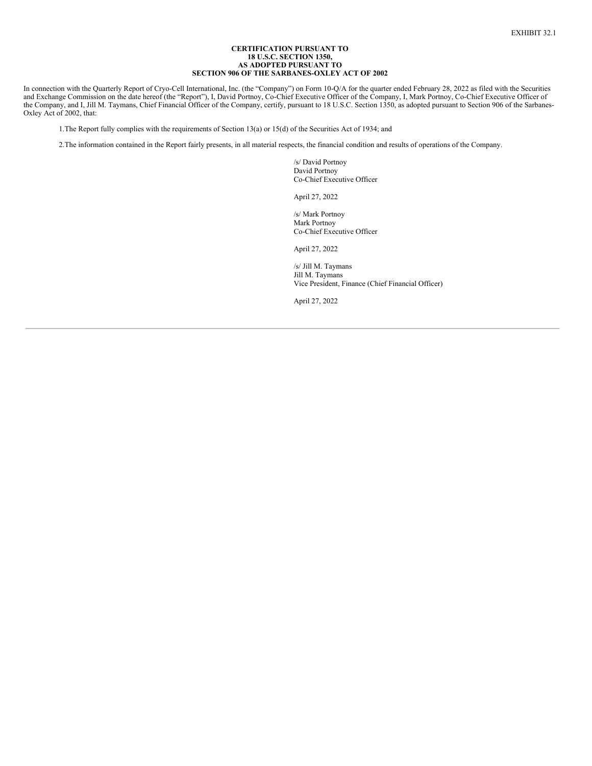EXHIBIT 32.1

**CERTIFICATION PURSUANT TO 18 U.S.C. SECTION 1350, AS ADOPTED PURSUANT TO SECTION 906 OF THE SARBANES-OXLEY ACT OF 2002**

In connection with the Quarterly Report of Cryo-Cell International, Inc. (the "Company") on Form 10-Q/A for the quarter ended February 28, 2022 as filed with the Securities and Exchange Commission on the date hereof (the "Report"), I, David Portnoy, Co-Chief Executive Officer of the Company, I, Mark Portnoy, Co-Chief Executive Officer of the Company, and I, Jill M. Taymans, Chief Financial Officer of the Company, certify, pursuant to 18 U.S.C. Section 1350, as adopted pursuant to Section 906 of the Sarbanes-Oxley Act of 2002, that:

1. The Report fully complies with the requirements of Section 13(a) or 15(d) of the Securities Act of 1934; and

2. The information contained in the Report fairly presents, in all material respects, the financial condition and results of operations of the Company.

/s/ David Portnoy
David Portnoy
Co-Chief Executive Officer

April 27, 2022

/s/ Mark Portnoy
Mark Portnoy
Co-Chief Executive Officer

April 27, 2022

/s/ Jill M. Taymans
Jill M. Taymans
Vice President, Finance (Chief Financial Officer)

April 27, 2022